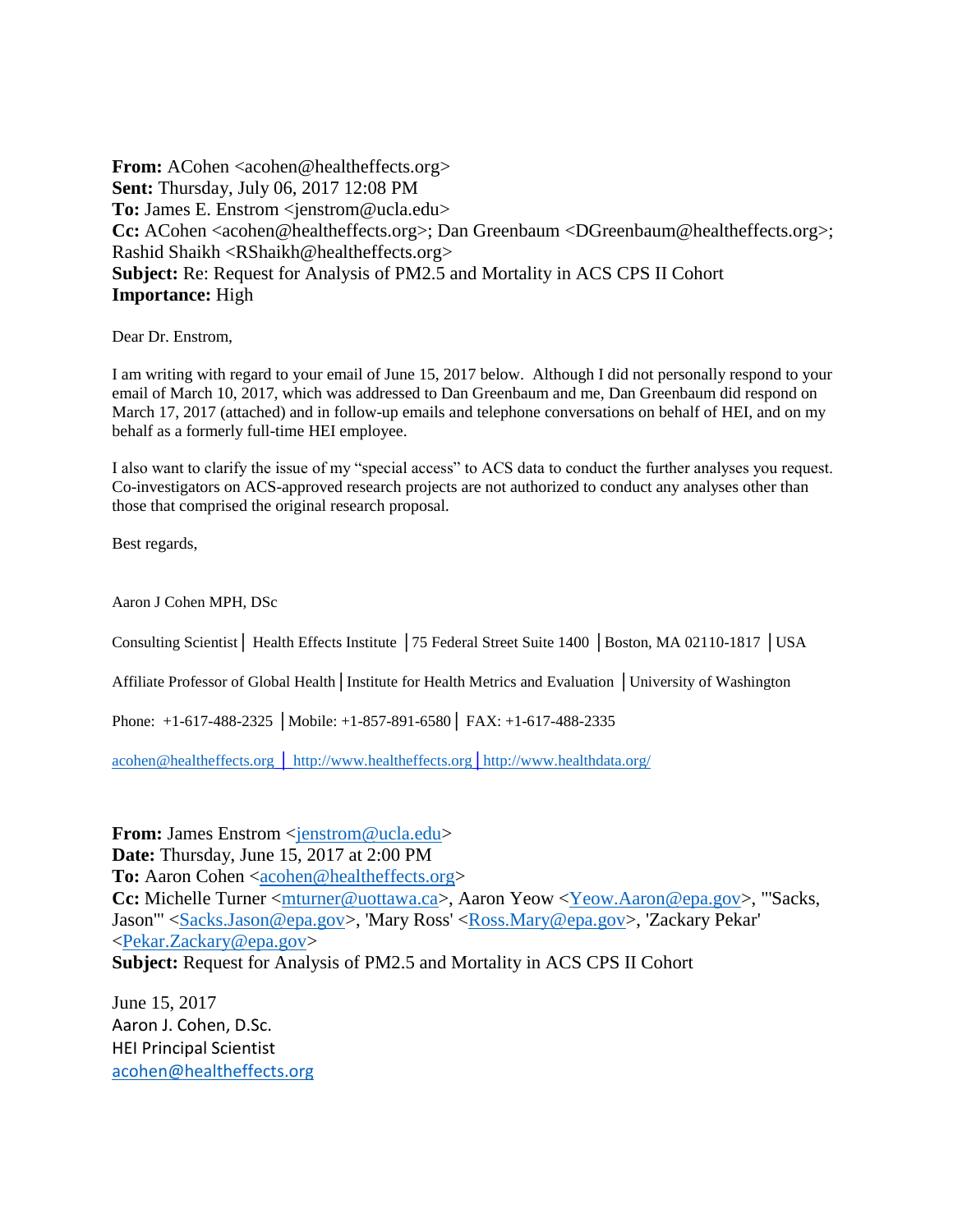**From:** ACohen <acohen@healtheffects.org>
**Sent:** Thursday, July 06, 2017 12:08 PM
**To:** James E. Enstrom <jenstrom@ucla.edu>
**Cc:** ACohen <acohen@healtheffects.org>; Dan Greenbaum <DGreenbaum@healtheffects.org>; Rashid Shaikh <RShaikh@healtheffects.org>
**Subject:** Re: Request for Analysis of PM2.5 and Mortality in ACS CPS II Cohort
**Importance:** High

Dear Dr. Enstrom,

I am writing with regard to your email of June 15, 2017 below. Although I did not personally respond to your email of March 10, 2017, which was addressed to Dan Greenbaum and me, Dan Greenbaum did respond on March 17, 2017 (attached) and in follow-up emails and telephone conversations on behalf of HEI, and on my behalf as a formerly full-time HEI employee.

I also want to clarify the issue of my "special access" to ACS data to conduct the further analyses you request. Co-investigators on ACS-approved research projects are not authorized to conduct any analyses other than those that comprised the original research proposal.

Best regards,

Aaron J Cohen MPH, DSc

Consulting Scientist │ Health Effects Institute │75 Federal Street Suite 1400 │Boston, MA 02110-1817 │USA

Affiliate Professor of Global Health│Institute for Health Metrics and Evaluation │University of Washington

Phone: +1-617-488-2325 │Mobile: +1-857-891-6580│ FAX: +1-617-488-2335

acohen@healtheffects.org │ http://www.healtheffects.org│http://www.healthdata.org/

**From:** James Enstrom <jenstrom@ucla.edu>
**Date:** Thursday, June 15, 2017 at 2:00 PM
**To:** Aaron Cohen <acohen@healtheffects.org>
**Cc:** Michelle Turner <mturner@uottawa.ca>, Aaron Yeow <Yeow.Aaron@epa.gov>, "'Sacks, Jason'" <Sacks.Jason@epa.gov>, 'Mary Ross' <Ross.Mary@epa.gov>, 'Zackary Pekar' <Pekar.Zackary@epa.gov>
**Subject:** Request for Analysis of PM2.5 and Mortality in ACS CPS II Cohort

June 15, 2017
Aaron J. Cohen, D.Sc.
HEI Principal Scientist
acohen@healtheffects.org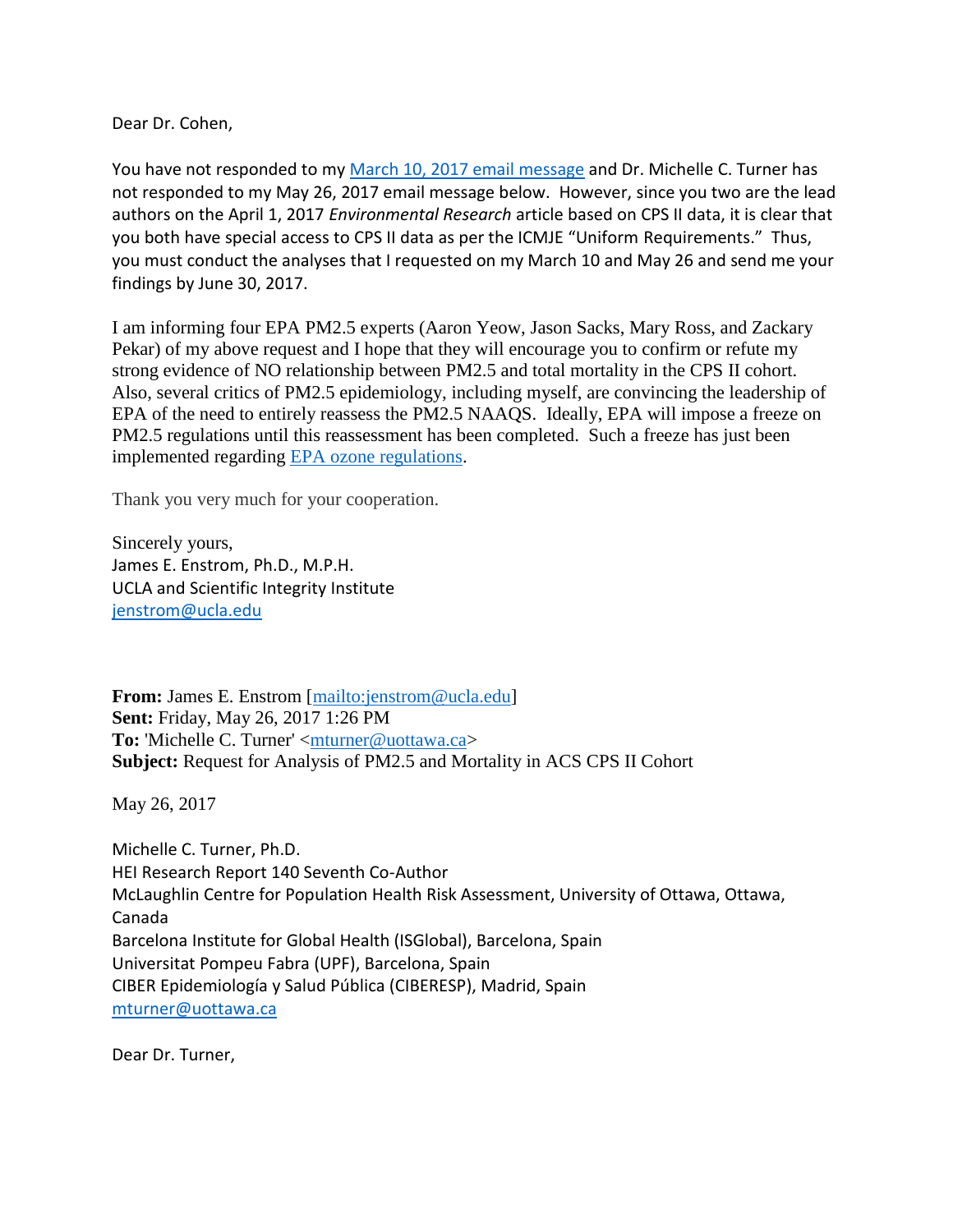Dear Dr. Cohen,

You have not responded to my [March 10, 2017 email message](#) and Dr. Michelle C. Turner has not responded to my May 26, 2017 email message below. However, since you two are the lead authors on the April 1, 2017 *Environmental Research* article based on CPS II data, it is clear that you both have special access to CPS II data as per the ICMJE "Uniform Requirements." Thus, you must conduct the analyses that I requested on my March 10 and May 26 and send me your findings by June 30, 2017.

I am informing four EPA PM2.5 experts (Aaron Yeow, Jason Sacks, Mary Ross, and Zackary Pekar) of my above request and I hope that they will encourage you to confirm or refute my strong evidence of NO relationship between PM2.5 and total mortality in the CPS II cohort. Also, several critics of PM2.5 epidemiology, including myself, are convincing the leadership of EPA of the need to entirely reassess the PM2.5 NAAQS. Ideally, EPA will impose a freeze on PM2.5 regulations until this reassessment has been completed. Such a freeze has just been implemented regarding [EPA ozone regulations](#).

Thank you very much for your cooperation.

Sincerely yours,
James E. Enstrom, Ph.D., M.P.H.
UCLA and Scientific Integrity Institute
[jenstrom@ucla.edu](mailto:jenstrom@ucla.edu)

**From:** James E. Enstrom [[mailto:jenstrom@ucla.edu](mailto:jenstrom@ucla.edu)]
**Sent:** Friday, May 26, 2017 1:26 PM
**To:** 'Michelle C. Turner' <[mturner@uottawa.ca](mailto:mturner@uottawa.ca)>
**Subject:** Request for Analysis of PM2.5 and Mortality in ACS CPS II Cohort

May 26, 2017

Michelle C. Turner, Ph.D.
HEI Research Report 140 Seventh Co-Author
McLaughlin Centre for Population Health Risk Assessment, University of Ottawa, Ottawa, Canada
Barcelona Institute for Global Health (ISGlobal), Barcelona, Spain
Universitat Pompeu Fabra (UPF), Barcelona, Spain
CIBER Epidemiología y Salud Pública (CIBERESP), Madrid, Spain
[mturner@uottawa.ca](mailto:mturner@uottawa.ca)

Dear Dr. Turner,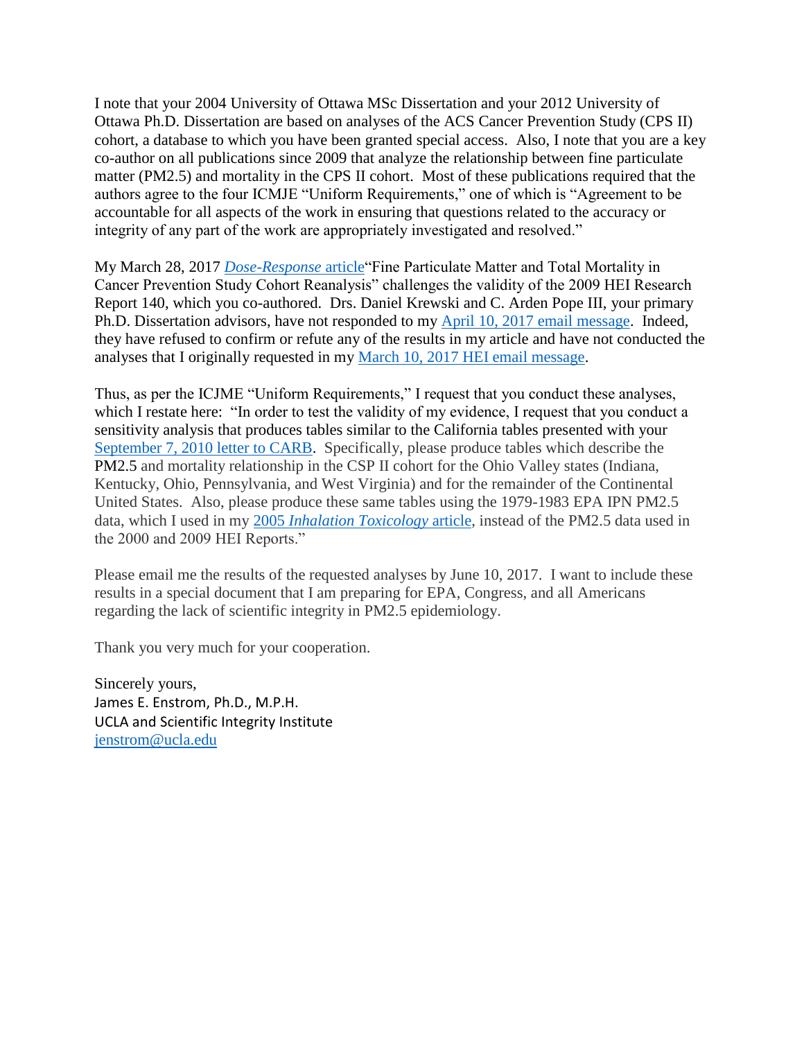I note that your 2004 University of Ottawa MSc Dissertation and your 2012 University of Ottawa Ph.D. Dissertation are based on analyses of the ACS Cancer Prevention Study (CPS II) cohort, a database to which you have been granted special access. Also, I note that you are a key co-author on all publications since 2009 that analyze the relationship between fine particulate matter (PM2.5) and mortality in the CPS II cohort. Most of these publications required that the authors agree to the four ICMJE "Uniform Requirements," one of which is "Agreement to be accountable for all aspects of the work in ensuring that questions related to the accuracy or integrity of any part of the work are appropriately investigated and resolved."

My March 28, 2017 *Dose-Response* article"Fine Particulate Matter and Total Mortality in Cancer Prevention Study Cohort Reanalysis" challenges the validity of the 2009 HEI Research Report 140, which you co-authored. Drs. Daniel Krewski and C. Arden Pope III, your primary Ph.D. Dissertation advisors, have not responded to my April 10, 2017 email message. Indeed, they have refused to confirm or refute any of the results in my article and have not conducted the analyses that I originally requested in my March 10, 2017 HEI email message.

Thus, as per the ICJME "Uniform Requirements," I request that you conduct these analyses, which I restate here: "In order to test the validity of my evidence, I request that you conduct a sensitivity analysis that produces tables similar to the California tables presented with your September 7, 2010 letter to CARB. Specifically, please produce tables which describe the PM2.5 and mortality relationship in the CSP II cohort for the Ohio Valley states (Indiana, Kentucky, Ohio, Pennsylvania, and West Virginia) and for the remainder of the Continental United States. Also, please produce these same tables using the 1979-1983 EPA IPN PM2.5 data, which I used in my 2005 *Inhalation Toxicology* article, instead of the PM2.5 data used in the 2000 and 2009 HEI Reports."

Please email me the results of the requested analyses by June 10, 2017. I want to include these results in a special document that I am preparing for EPA, Congress, and all Americans regarding the lack of scientific integrity in PM2.5 epidemiology.

Thank you very much for your cooperation.

Sincerely yours,
James E. Enstrom, Ph.D., M.P.H.
UCLA and Scientific Integrity Institute
jenstrom@ucla.edu